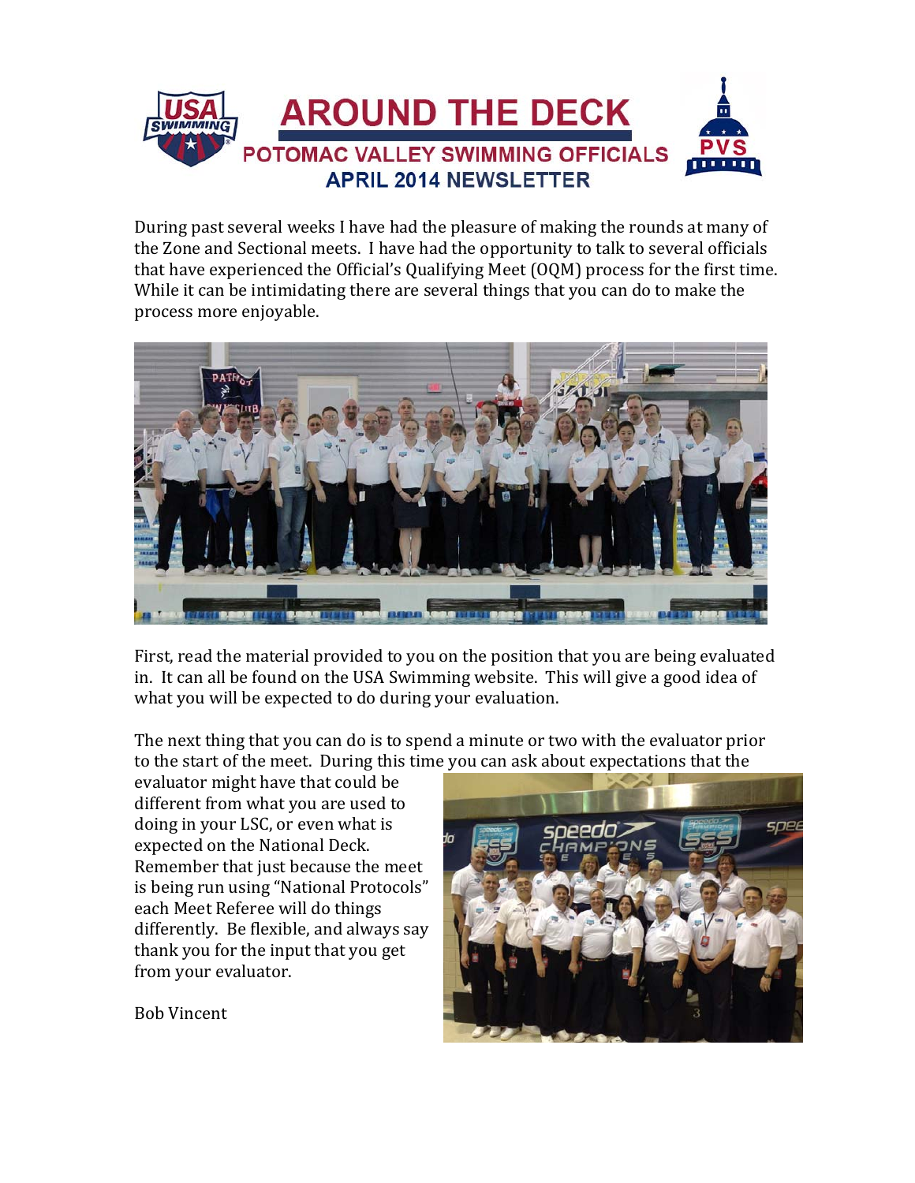# AROUND THE DECK

## POTOMAC VALLEY SWIMMING OFFICIALS

### APRIL 2014 NEWSLETTER

During past several weeks I have had the pleasure of making the rounds at many of the Zone and Sectional meets. I have had the opportunity to talk to several officials that have experienced the Official's Qualifying Meet (OQM) process for the first time. While it can be intimidating there are several things that you can do to make the process more enjoyable.

First, read the material provided to you on the position that you are being evaluated in. It can all be found on the USA Swimming website. This will give a good idea of what you will be expected to do during your evaluation.

The next thing that you can do is to spend a minute or two with the evaluator prior to the start of the meet. During this time you can ask about expectations that the evaluator might have that could be different from what you are used to doing in your LSC, or even what is expected on the National Deck. Remember that just because the meet is being run using "National Protocols" each Meet Referee will do things differently. Be flexible, and always say thank you for the input that you get from your evaluator.

Bob Vincent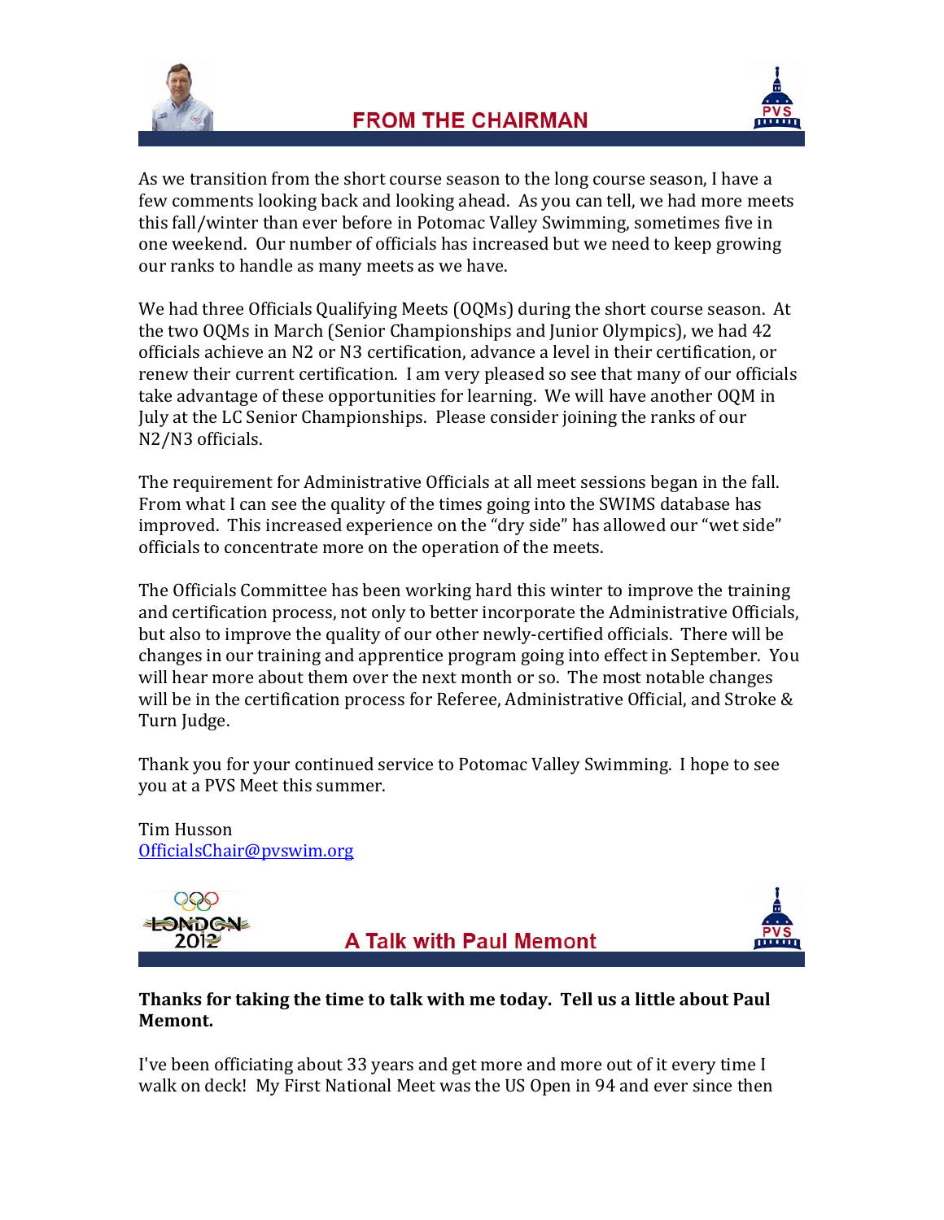## FROM THE CHAIRMAN

As we transition from the short course season to the long course season, I have a few comments looking back and looking ahead. As you can tell, we had more meets this fall/winter than ever before in Potomac Valley Swimming, sometimes five in one weekend. Our number of officials has increased but we need to keep growing our ranks to handle as many meets as we have.

We had three Officials Qualifying Meets (OQMs) during the short course season. At the two OQMs in March (Senior Championships and Junior Olympics), we had 42 officials achieve an N2 or N3 certification, advance a level in their certification, or renew their current certification. I am very pleased so see that many of our officials take advantage of these opportunities for learning. We will have another OQM in July at the LC Senior Championships. Please consider joining the ranks of our N2/N3 officials.

The requirement for Administrative Officials at all meet sessions began in the fall. From what I can see the quality of the times going into the SWIMS database has improved. This increased experience on the "dry side" has allowed our "wet side" officials to concentrate more on the operation of the meets.

The Officials Committee has been working hard this winter to improve the training and certification process, not only to better incorporate the Administrative Officials, but also to improve the quality of our other newly-certified officials. There will be changes in our training and apprentice program going into effect in September. You will hear more about them over the next month or so. The most notable changes will be in the certification process for Referee, Administrative Official, and Stroke & Turn Judge.

Thank you for your continued service to Potomac Valley Swimming. I hope to see you at a PVS Meet this summer.

Tim Husson
OfficialsChair@pvswim.org

## A Talk with Paul Memont

**Thanks for taking the time to talk with me today. Tell us a little about Paul Memont.**

I've been officiating about 33 years and get more and more out of it every time I walk on deck! My First National Meet was the US Open in 94 and ever since then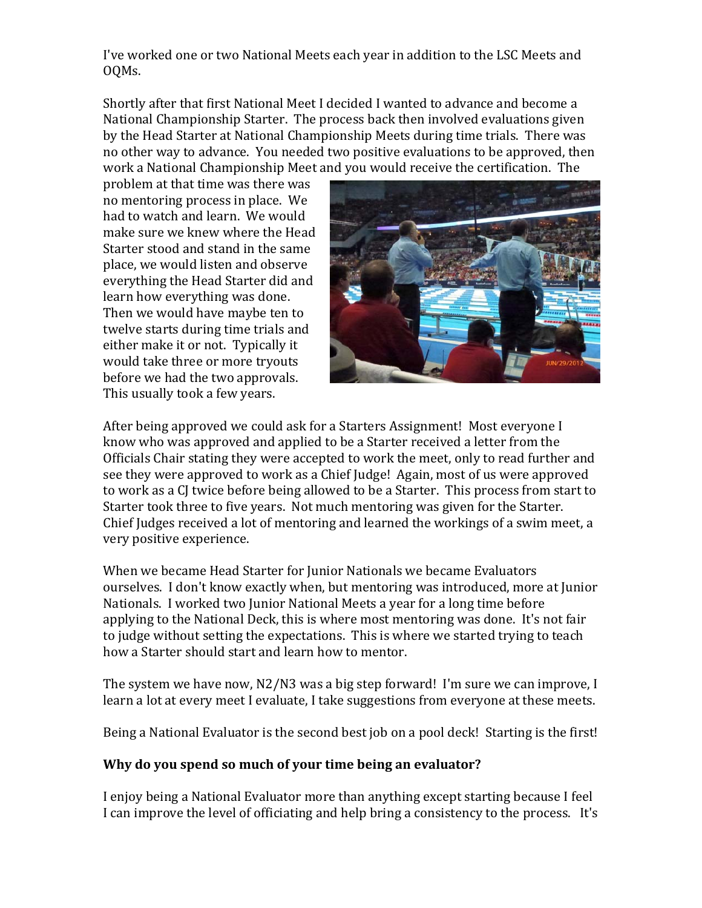I've worked one or two National Meets each year in addition to the LSC Meets and OQMs.

Shortly after that first National Meet I decided I wanted to advance and become a National Championship Starter. The process back then involved evaluations given by the Head Starter at National Championship Meets during time trials. There was no other way to advance. You needed two positive evaluations to be approved, then work a National Championship Meet and you would receive the certification. The problem at that time was there was no mentoring process in place. We had to watch and learn. We would make sure we knew where the Head Starter stood and stand in the same place, we would listen and observe everything the Head Starter did and learn how everything was done. Then we would have maybe ten to twelve starts during time trials and either make it or not. Typically it would take three or more tryouts before we had the two approvals. This usually took a few years.

After being approved we could ask for a Starters Assignment! Most everyone I know who was approved and applied to be a Starter received a letter from the Officials Chair stating they were accepted to work the meet, only to read further and see they were approved to work as a Chief Judge! Again, most of us were approved to work as a CJ twice before being allowed to be a Starter. This process from start to Starter took three to five years. Not much mentoring was given for the Starter. Chief Judges received a lot of mentoring and learned the workings of a swim meet, a very positive experience.

When we became Head Starter for Junior Nationals we became Evaluators ourselves. I don't know exactly when, but mentoring was introduced, more at Junior Nationals. I worked two Junior National Meets a year for a long time before applying to the National Deck, this is where most mentoring was done. It's not fair to judge without setting the expectations. This is where we started trying to teach how a Starter should start and learn how to mentor.

The system we have now, N2/N3 was a big step forward! I'm sure we can improve, I learn a lot at every meet I evaluate, I take suggestions from everyone at these meets.

Being a National Evaluator is the second best job on a pool deck! Starting is the first!

**Why do you spend so much of your time being an evaluator?**

I enjoy being a National Evaluator more than anything except starting because I feel I can improve the level of officiating and help bring a consistency to the process. It's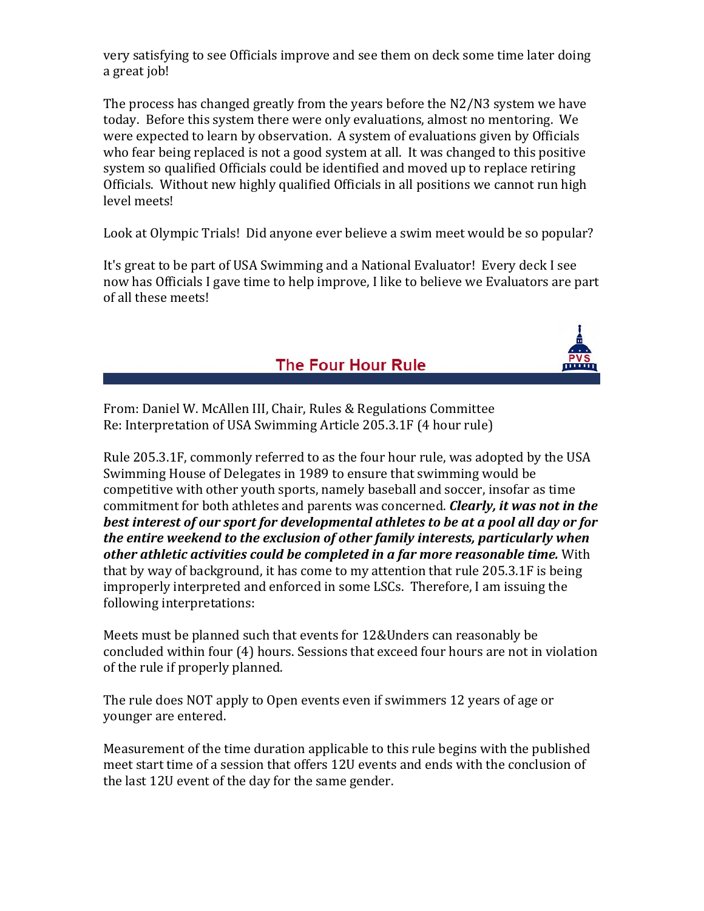very satisfying to see Officials improve and see them on deck some time later doing a great job!

The process has changed greatly from the years before the N2/N3 system we have today. Before this system there were only evaluations, almost no mentoring. We were expected to learn by observation. A system of evaluations given by Officials who fear being replaced is not a good system at all. It was changed to this positive system so qualified Officials could be identified and moved up to replace retiring Officials. Without new highly qualified Officials in all positions we cannot run high level meets!

Look at Olympic Trials! Did anyone ever believe a swim meet would be so popular?

It's great to be part of USA Swimming and a National Evaluator! Every deck I see now has Officials I gave time to help improve, I like to believe we Evaluators are part of all these meets!

## The Four Hour Rule

From: Daniel W. McAllen III, Chair, Rules & Regulations Committee
Re: Interpretation of USA Swimming Article 205.3.1F (4 hour rule)

Rule 205.3.1F, commonly referred to as the four hour rule, was adopted by the USA Swimming House of Delegates in 1989 to ensure that swimming would be competitive with other youth sports, namely baseball and soccer, insofar as time commitment for both athletes and parents was concerned. ***Clearly, it was not in the best interest of our sport for developmental athletes to be at a pool all day or for the entire weekend to the exclusion of other family interests, particularly when other athletic activities could be completed in a far more reasonable time.*** With that by way of background, it has come to my attention that rule 205.3.1F is being improperly interpreted and enforced in some LSCs. Therefore, I am issuing the following interpretations:

Meets must be planned such that events for 12&Unders can reasonably be concluded within four (4) hours. Sessions that exceed four hours are not in violation of the rule if properly planned.

The rule does NOT apply to Open events even if swimmers 12 years of age or younger are entered.

Measurement of the time duration applicable to this rule begins with the published meet start time of a session that offers 12U events and ends with the conclusion of the last 12U event of the day for the same gender.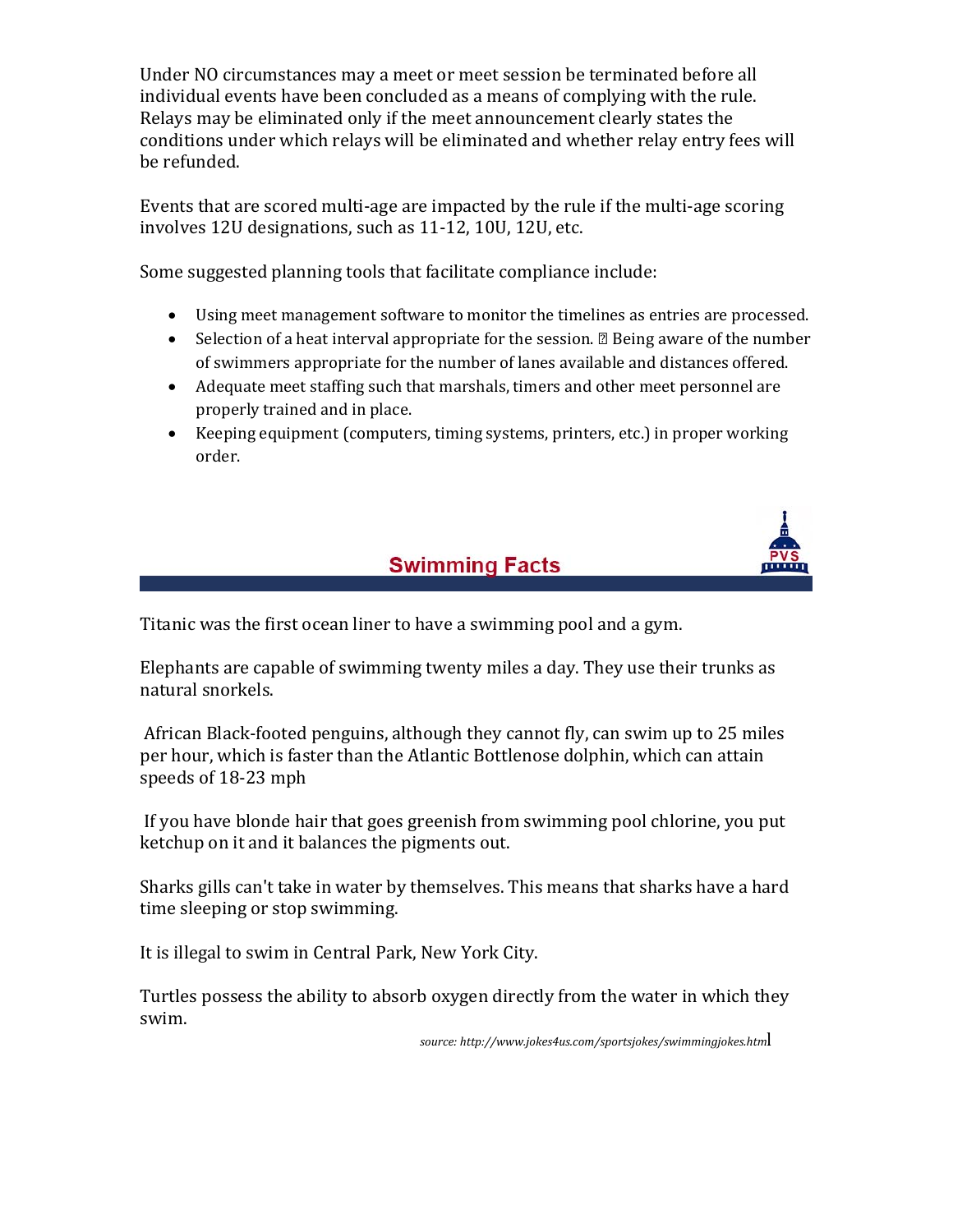Under NO circumstances may a meet or meet session be terminated before all individual events have been concluded as a means of complying with the rule. Relays may be eliminated only if the meet announcement clearly states the conditions under which relays will be eliminated and whether relay entry fees will be refunded.

Events that are scored multi-age are impacted by the rule if the multi-age scoring involves 12U designations, such as 11-12, 10U, 12U, etc.

Some suggested planning tools that facilitate compliance include:

- Using meet management software to monitor the timelines as entries are processed.
- Selection of a heat interval appropriate for the session. Being aware of the number of swimmers appropriate for the number of lanes available and distances offered.
- Adequate meet staffing such that marshals, timers and other meet personnel are properly trained and in place.
- Keeping equipment (computers, timing systems, printers, etc.) in proper working order.

## Swimming Facts

Titanic was the first ocean liner to have a swimming pool and a gym.

Elephants are capable of swimming twenty miles a day. They use their trunks as natural snorkels.

African Black-footed penguins, although they cannot fly, can swim up to 25 miles per hour, which is faster than the Atlantic Bottlenose dolphin, which can attain speeds of 18-23 mph

If you have blonde hair that goes greenish from swimming pool chlorine, you put ketchup on it and it balances the pigments out.

Sharks gills can't take in water by themselves. This means that sharks have a hard time sleeping or stop swimming.

It is illegal to swim in Central Park, New York City.

Turtles possess the ability to absorb oxygen directly from the water in which they swim.

*source: http://www.jokes4us.com/sportsjokes/swimmingjokes.html*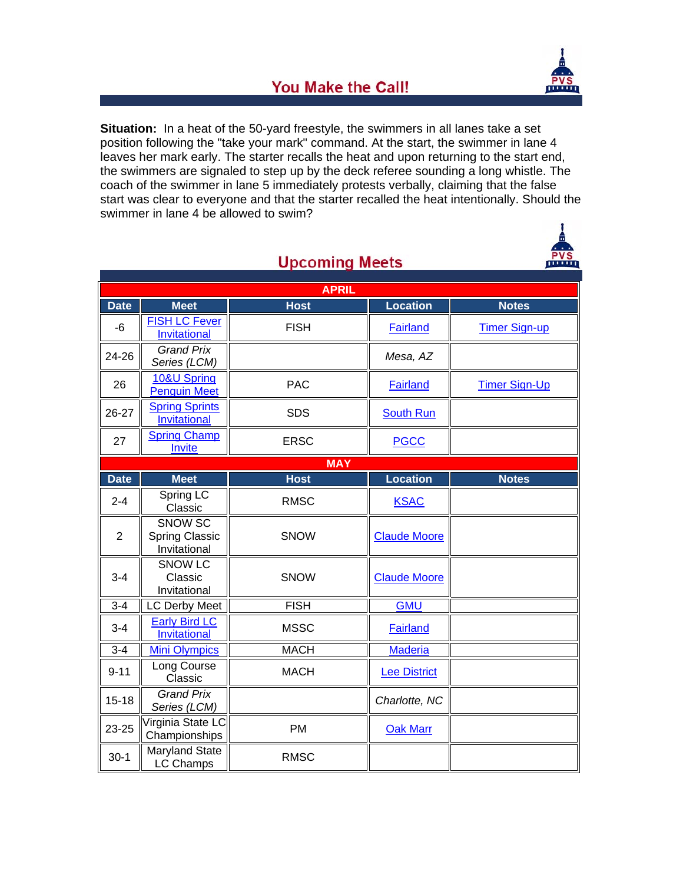## You Make the Call!

**Situation:** In a heat of the 50-yard freestyle, the swimmers in all lanes take a set position following the "take your mark" command. At the start, the swimmer in lane 4 leaves her mark early. The starter recalls the heat and upon returning to the start end, the swimmers are signaled to step up by the deck referee sounding a long whistle. The coach of the swimmer in lane 5 immediately protests verbally, claiming that the false start was clear to everyone and that the starter recalled the heat intentionally. Should the swimmer in lane 4 be allowed to swim?

## Upcoming Meets

| APRIL | | | | |
|---|---|---|---|---|
| **Date** | **Meet** | **Host** | **Location** | **Notes** |
| -6 | FISH LC Fever Invitational | FISH | Fairland | Timer Sign-up |
| 24-26 | *Grand Prix Series (LCM)* | | *Mesa, AZ* | |
| 26 | 10&U Spring Penguin Meet | PAC | Fairland | Timer Sign-Up |
| 26-27 | Spring Sprints Invitational | SDS | South Run | |
| 27 | Spring Champ Invite | ERSC | PGCC | |
| **MAY** | | | | |
| **Date** | **Meet** | **Host** | **Location** | **Notes** |
| 2-4 | Spring LC Classic | RMSC | KSAC | |
| 2 | SNOW SC Spring Classic Invitational | SNOW | Claude Moore | |
| 3-4 | SNOW LC Classic Invitational | SNOW | Claude Moore | |
| 3-4 | LC Derby Meet | FISH | GMU | |
| 3-4 | Early Bird LC Invitational | MSSC | Fairland | |
| 3-4 | Mini Olympics | MACH | Maderia | |
| 9-11 | Long Course Classic | MACH | Lee District | |
| 15-18 | *Grand Prix Series (LCM)* | | *Charlotte, NC* | |
| 23-25 | Virginia State LC Championships | PM | Oak Marr | |
| 30-1 | Maryland State LC Champs | RMSC | | |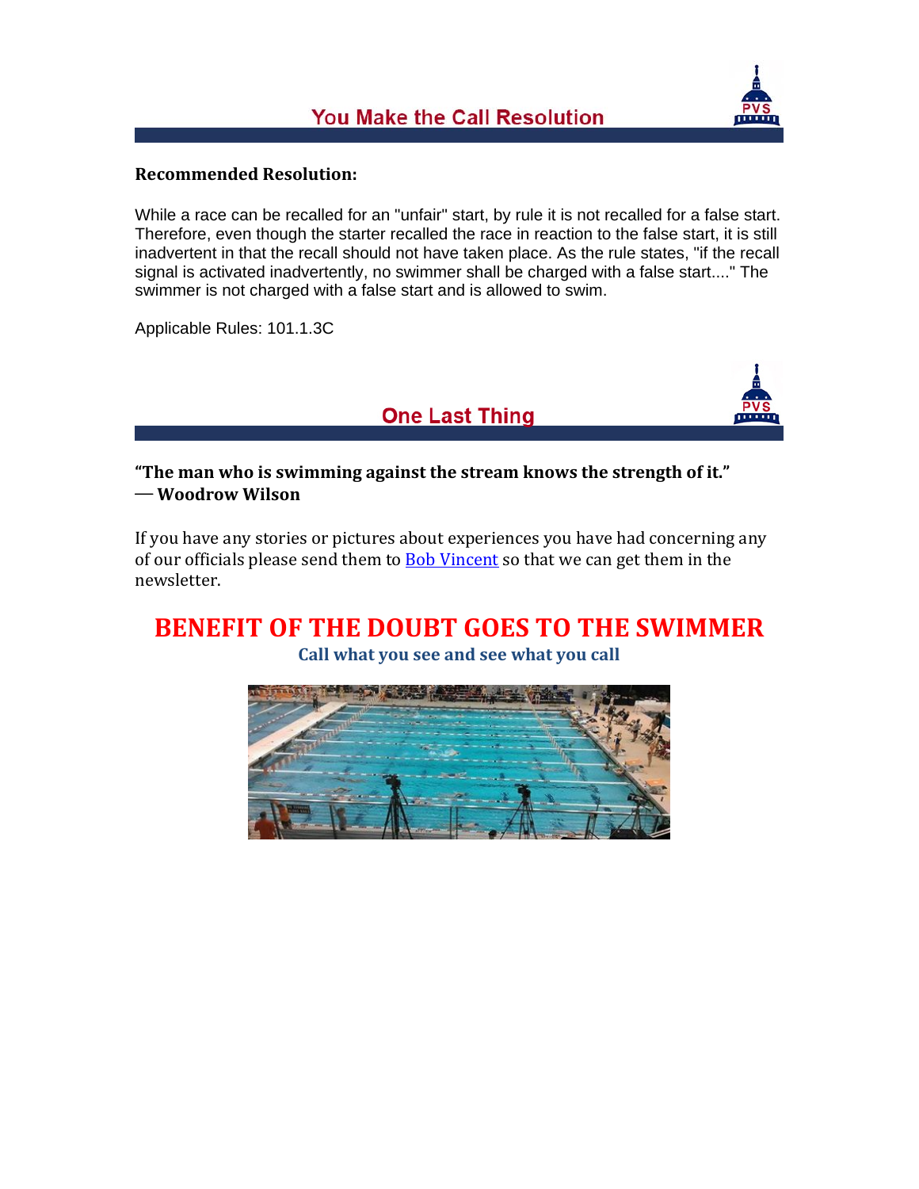## You Make the Call Resolution

**Recommended Resolution:**

While a race can be recalled for an "unfair" start, by rule it is not recalled for a false start. Therefore, even though the starter recalled the race in reaction to the false start, it is still inadvertent in that the recall should not have taken place. As the rule states, "if the recall signal is activated inadvertently, no swimmer shall be charged with a false start...." The swimmer is not charged with a false start and is allowed to swim.

Applicable Rules: 101.1.3C

## One Last Thing

**"The man who is swimming against the stream knows the strength of it."**
**— Woodrow Wilson**

If you have any stories or pictures about experiences you have had concerning any of our officials please send them to [Bob Vincent] so that we can get them in the newsletter.

# BENEFIT OF THE DOUBT GOES TO THE SWIMMER

**Call what you see and see what you call**